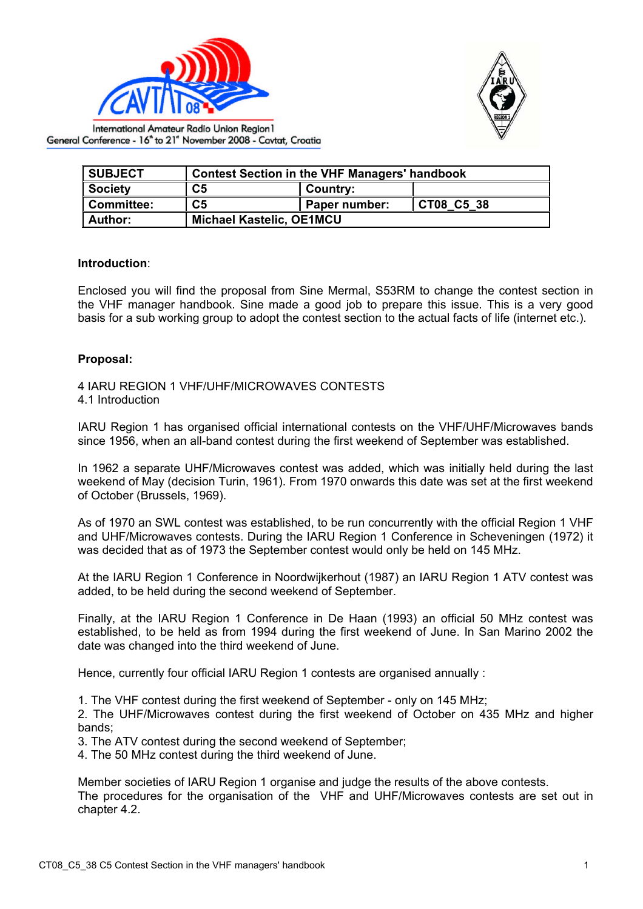International Amateur Radio Union Region 1
General Conference - 16th to 21st November 2008 - Cavtat, Croatia

| SUBJECT | Contest Section in the VHF Managers' handbook | | |
|---|---|---|---|
| Society | C5 | Country: | |
| Committee: | C5 | Paper number: | CT08_C5_38 |
| Author: | Michael Kastelic, OE1MCU | | |

**Introduction**:

Enclosed you will find the proposal from Sine Mermal, S53RM to change the contest section in the VHF manager handbook. Sine made a good job to prepare this issue. This is a very good basis for a sub working group to adopt the contest section to the actual facts of life (internet etc.).

**Proposal:**

4 IARU REGION 1 VHF/UHF/MICROWAVES CONTESTS
4.1 Introduction

IARU Region 1 has organised official international contests on the VHF/UHF/Microwaves bands since 1956, when an all-band contest during the first weekend of September was established.

In 1962 a separate UHF/Microwaves contest was added, which was initially held during the last weekend of May (decision Turin, 1961). From 1970 onwards this date was set at the first weekend of October (Brussels, 1969).

As of 1970 an SWL contest was established, to be run concurrently with the official Region 1 VHF and UHF/Microwaves contests. During the IARU Region 1 Conference in Scheveningen (1972) it was decided that as of 1973 the September contest would only be held on 145 MHz.

At the IARU Region 1 Conference in Noordwijkerhout (1987) an IARU Region 1 ATV contest was added, to be held during the second weekend of September.

Finally, at the IARU Region 1 Conference in De Haan (1993) an official 50 MHz contest was established, to be held as from 1994 during the first weekend of June. In San Marino 2002 the date was changed into the third weekend of June.

Hence, currently four official IARU Region 1 contests are organised annually :

1. The VHF contest during the first weekend of September - only on 145 MHz;
2. The UHF/Microwaves contest during the first weekend of October on 435 MHz and higher bands;
3. The ATV contest during the second weekend of September;
4. The 50 MHz contest during the third weekend of June.

Member societies of IARU Region 1 organise and judge the results of the above contests.
The procedures for the organisation of the VHF and UHF/Microwaves contests are set out in chapter 4.2.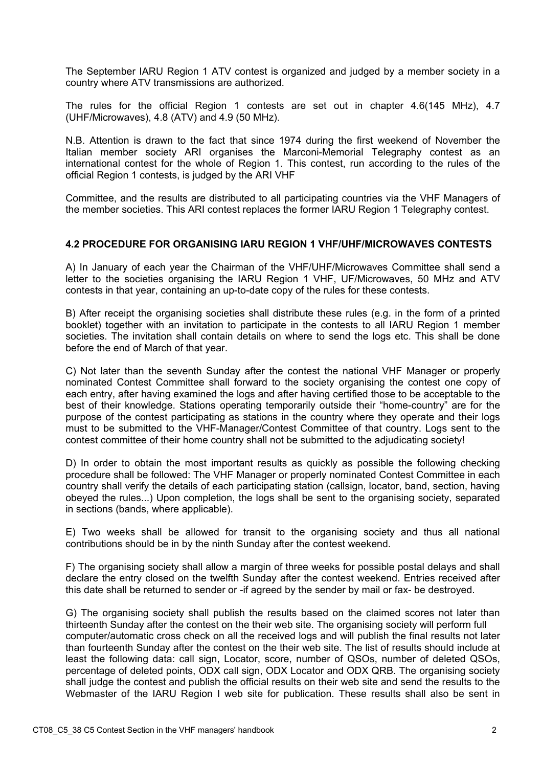The September IARU Region 1 ATV contest is organized and judged by a member society in a country where ATV transmissions are authorized.

The rules for the official Region 1 contests are set out in chapter 4.6(145 MHz), 4.7 (UHF/Microwaves), 4.8 (ATV) and 4.9 (50 MHz).

N.B. Attention is drawn to the fact that since 1974 during the first weekend of November the Italian member society ARI organises the Marconi-Memorial Telegraphy contest as an international contest for the whole of Region 1. This contest, run according to the rules of the official Region 1 contests, is judged by the ARI VHF

Committee, and the results are distributed to all participating countries via the VHF Managers of the member societies. This ARI contest replaces the former IARU Region 1 Telegraphy contest.

#### 4.2 PROCEDURE FOR ORGANISING IARU REGION 1 VHF/UHF/MICROWAVES CONTESTS

A) In January of each year the Chairman of the VHF/UHF/Microwaves Committee shall send a letter to the societies organising the IARU Region 1 VHF, UF/Microwaves, 50 MHz and ATV contests in that year, containing an up-to-date copy of the rules for these contests.

B) After receipt the organising societies shall distribute these rules (e.g. in the form of a printed booklet) together with an invitation to participate in the contests to all IARU Region 1 member societies. The invitation shall contain details on where to send the logs etc. This shall be done before the end of March of that year.

C) Not later than the seventh Sunday after the contest the national VHF Manager or properly nominated Contest Committee shall forward to the society organising the contest one copy of each entry, after having examined the logs and after having certified those to be acceptable to the best of their knowledge. Stations operating temporarily outside their "home-country" are for the purpose of the contest participating as stations in the country where they operate and their logs must to be submitted to the VHF-Manager/Contest Committee of that country. Logs sent to the contest committee of their home country shall not be submitted to the adjudicating society!

D) In order to obtain the most important results as quickly as possible the following checking procedure shall be followed: The VHF Manager or properly nominated Contest Committee in each country shall verify the details of each participating station (callsign, locator, band, section, having obeyed the rules...) Upon completion, the logs shall be sent to the organising society, separated in sections (bands, where applicable).

E) Two weeks shall be allowed for transit to the organising society and thus all national contributions should be in by the ninth Sunday after the contest weekend.

F) The organising society shall allow a margin of three weeks for possible postal delays and shall declare the entry closed on the twelfth Sunday after the contest weekend. Entries received after this date shall be returned to sender or -if agreed by the sender by mail or fax- be destroyed.

G) The organising society shall publish the results based on the claimed scores not later than thirteenth Sunday after the contest on the their web site. The organising society will perform full computer/automatic cross check on all the received logs and will publish the final results not later than fourteenth Sunday after the contest on the their web site. The list of results should include at least the following data: call sign, Locator, score, number of QSOs, number of deleted QSOs, percentage of deleted points, ODX call sign, ODX Locator and ODX QRB. The organising society shall judge the contest and publish the official results on their web site and send the results to the Webmaster of the IARU Region I web site for publication. These results shall also be sent in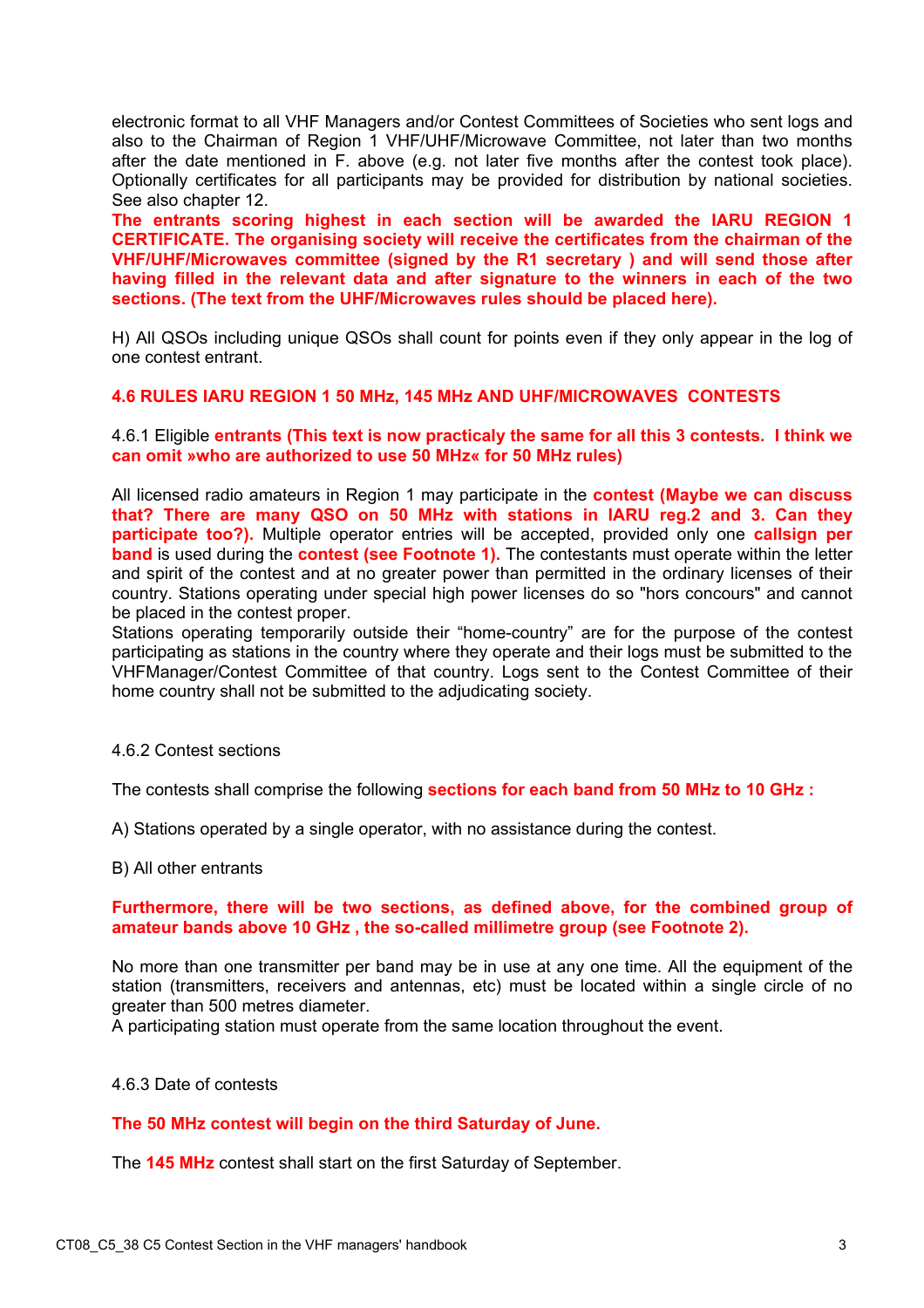electronic format to all VHF Managers and/or Contest Committees of Societies who sent logs and also to the Chairman of Region 1 VHF/UHF/Microwave Committee, not later than two months after the date mentioned in F. above (e.g. not later five months after the contest took place). Optionally certificates for all participants may be provided for distribution by national societies. See also chapter 12.

**The entrants scoring highest in each section will be awarded the IARU REGION 1 CERTIFICATE. The organising society will receive the certificates from the chairman of the VHF/UHF/Microwaves committee (signed by the R1 secretary ) and will send those after having filled in the relevant data and after signature to the winners in each of the two sections. (The text from the UHF/Microwaves rules should be placed here).**

H) All QSOs including unique QSOs shall count for points even if they only appear in the log of one contest entrant.

### 4.6 RULES IARU REGION 1 50 MHz, 145 MHz AND UHF/MICROWAVES CONTESTS

4.6.1 Eligible **entrants (This text is now practicaly the same for all this 3 contests. I think we can omit »who are authorized to use 50 MHz« for 50 MHz rules)**

All licensed radio amateurs in Region 1 may participate in the **contest (Maybe we can discuss that? There are many QSO on 50 MHz with stations in IARU reg.2 and 3. Can they participate too?).** Multiple operator entries will be accepted, provided only one **callsign per band** is used during the **contest (see Footnote 1).** The contestants must operate within the letter and spirit of the contest and at no greater power than permitted in the ordinary licenses of their country. Stations operating under special high power licenses do so "hors concours" and cannot be placed in the contest proper.

Stations operating temporarily outside their “home-country” are for the purpose of the contest participating as stations in the country where they operate and their logs must be submitted to the VHFManager/Contest Committee of that country. Logs sent to the Contest Committee of their home country shall not be submitted to the adjudicating society.

4.6.2 Contest sections

The contests shall comprise the following **sections for each band from 50 MHz to 10 GHz :**

A) Stations operated by a single operator, with no assistance during the contest.

B) All other entrants

**Furthermore, there will be two sections, as defined above, for the combined group of amateur bands above 10 GHz , the so-called millimetre group (see Footnote 2).**

No more than one transmitter per band may be in use at any one time. All the equipment of the station (transmitters, receivers and antennas, etc) must be located within a single circle of no greater than 500 metres diameter.

A participating station must operate from the same location throughout the event.

4.6.3 Date of contests

**The 50 MHz contest will begin on the third Saturday of June.**

The **145 MHz** contest shall start on the first Saturday of September.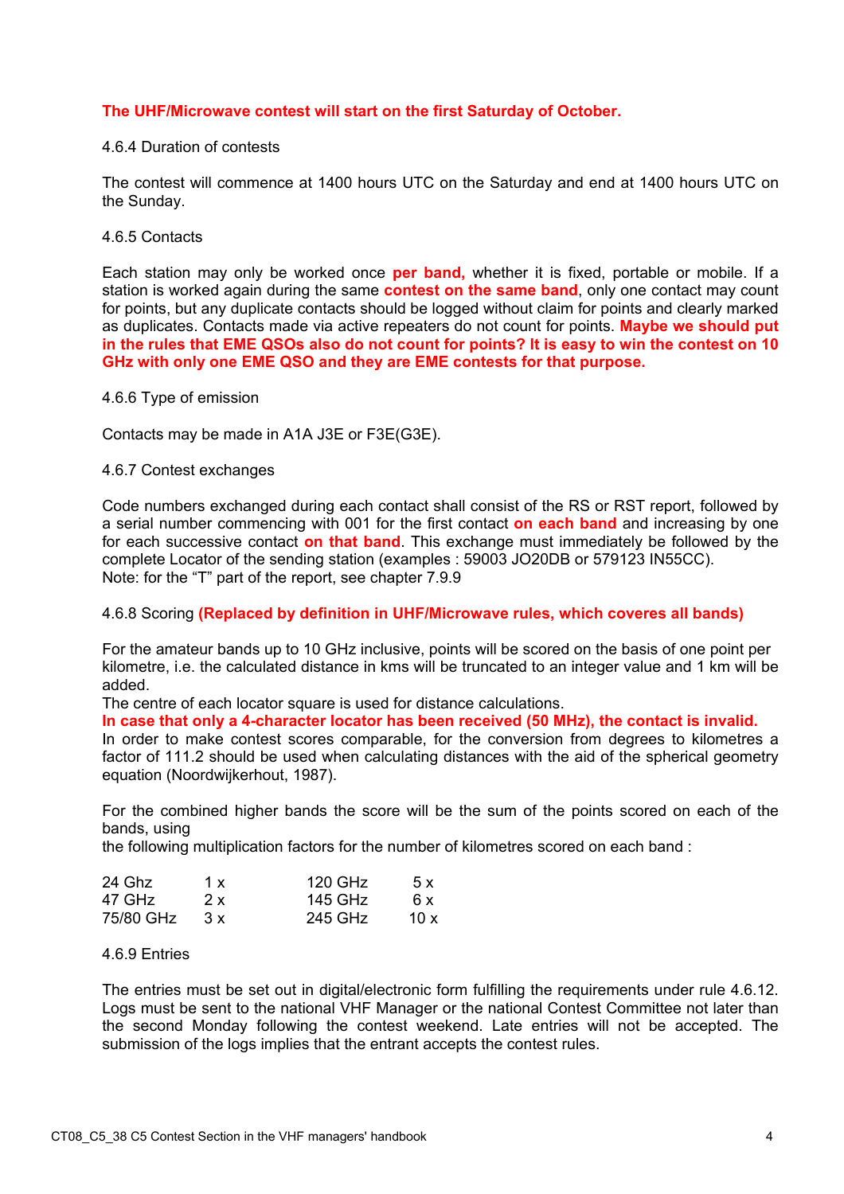**The UHF/Microwave contest will start on the first Saturday of October.**

4.6.4 Duration of contests

The contest will commence at 1400 hours UTC on the Saturday and end at 1400 hours UTC on the Sunday.

4.6.5 Contacts

Each station may only be worked once **per band,** whether it is fixed, portable or mobile. If a station is worked again during the same **contest on the same band**, only one contact may count for points, but any duplicate contacts should be logged without claim for points and clearly marked as duplicates. Contacts made via active repeaters do not count for points. **Maybe we should put in the rules that EME QSOs also do not count for points? It is easy to win the contest on 10 GHz with only one EME QSO and they are EME contests for that purpose.**

4.6.6 Type of emission

Contacts may be made in A1A J3E or F3E(G3E).

4.6.7 Contest exchanges

Code numbers exchanged during each contact shall consist of the RS or RST report, followed by a serial number commencing with 001 for the first contact **on each band** and increasing by one for each successive contact **on that band**. This exchange must immediately be followed by the complete Locator of the sending station (examples : 59003 JO20DB or 579123 IN55CC).
Note: for the "T" part of the report, see chapter 7.9.9

4.6.8 Scoring **(Replaced by definition in UHF/Microwave rules, which coveres all bands)**

For the amateur bands up to 10 GHz inclusive, points will be scored on the basis of one point per kilometre, i.e. the calculated distance in kms will be truncated to an integer value and 1 km will be added.
The centre of each locator square is used for distance calculations.
**In case that only a 4-character locator has been received (50 MHz), the contact is invalid.**
In order to make contest scores comparable, for the conversion from degrees to kilometres a factor of 111.2 should be used when calculating distances with the aid of the spherical geometry equation (Noordwijkerhout, 1987).

For the combined higher bands the score will be the sum of the points scored on each of the bands, using
the following multiplication factors for the number of kilometres scored on each band :

| | | | |
|---|---|---|---|
| 24 Ghz | 1 x | 120 GHz | 5 x |
| 47 GHz | 2 x | 145 GHz | 6 x |
| 75/80 GHz | 3 x | 245 GHz | 10 x |

4.6.9 Entries

The entries must be set out in digital/electronic form fulfilling the requirements under rule 4.6.12. Logs must be sent to the national VHF Manager or the national Contest Committee not later than the second Monday following the contest weekend. Late entries will not be accepted. The submission of the logs implies that the entrant accepts the contest rules.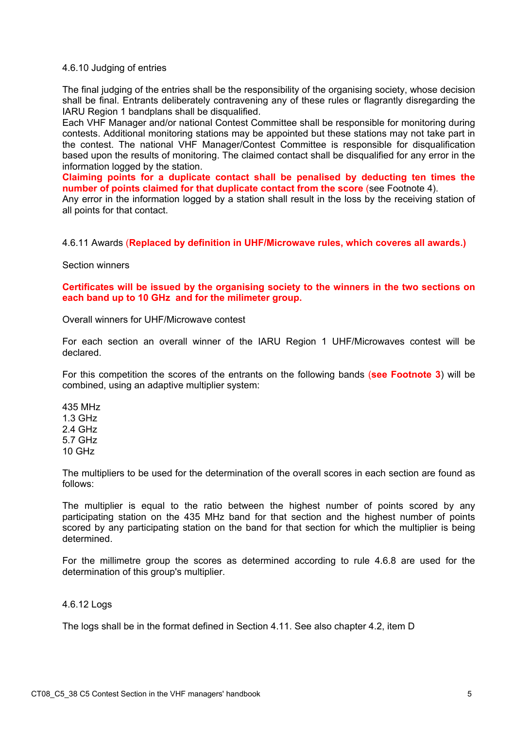4.6.10 Judging of entries

The final judging of the entries shall be the responsibility of the organising society, whose decision shall be final. Entrants deliberately contravening any of these rules or flagrantly disregarding the IARU Region 1 bandplans shall be disqualified.
Each VHF Manager and/or national Contest Committee shall be responsible for monitoring during contests. Additional monitoring stations may be appointed but these stations may not take part in the contest. The national VHF Manager/Contest Committee is responsible for disqualification based upon the results of monitoring. The claimed contact shall be disqualified for any error in the information logged by the station.
**Claiming points for a duplicate contact shall be penalised by deducting ten times the number of points claimed for that duplicate contact from the score** (see Footnote 4).
Any error in the information logged by a station shall result in the loss by the receiving station of all points for that contact.

4.6.11 Awards (**Replaced by definition in UHF/Microwave rules, which coveres all awards.)**

Section winners

**Certificates will be issued by the organising society to the winners in the two sections on each band up to 10 GHz and for the milimeter group.**

Overall winners for UHF/Microwave contest

For each section an overall winner of the IARU Region 1 UHF/Microwaves contest will be declared.

For this competition the scores of the entrants on the following bands (**see Footnote 3**) will be combined, using an adaptive multiplier system:

435 MHz
1.3 GHz
2.4 GHz
5.7 GHz
10 GHz

The multipliers to be used for the determination of the overall scores in each section are found as follows:

The multiplier is equal to the ratio between the highest number of points scored by any participating station on the 435 MHz band for that section and the highest number of points scored by any participating station on the band for that section for which the multiplier is being determined.

For the millimetre group the scores as determined according to rule 4.6.8 are used for the determination of this group's multiplier.

4.6.12 Logs

The logs shall be in the format defined in Section 4.11. See also chapter 4.2, item D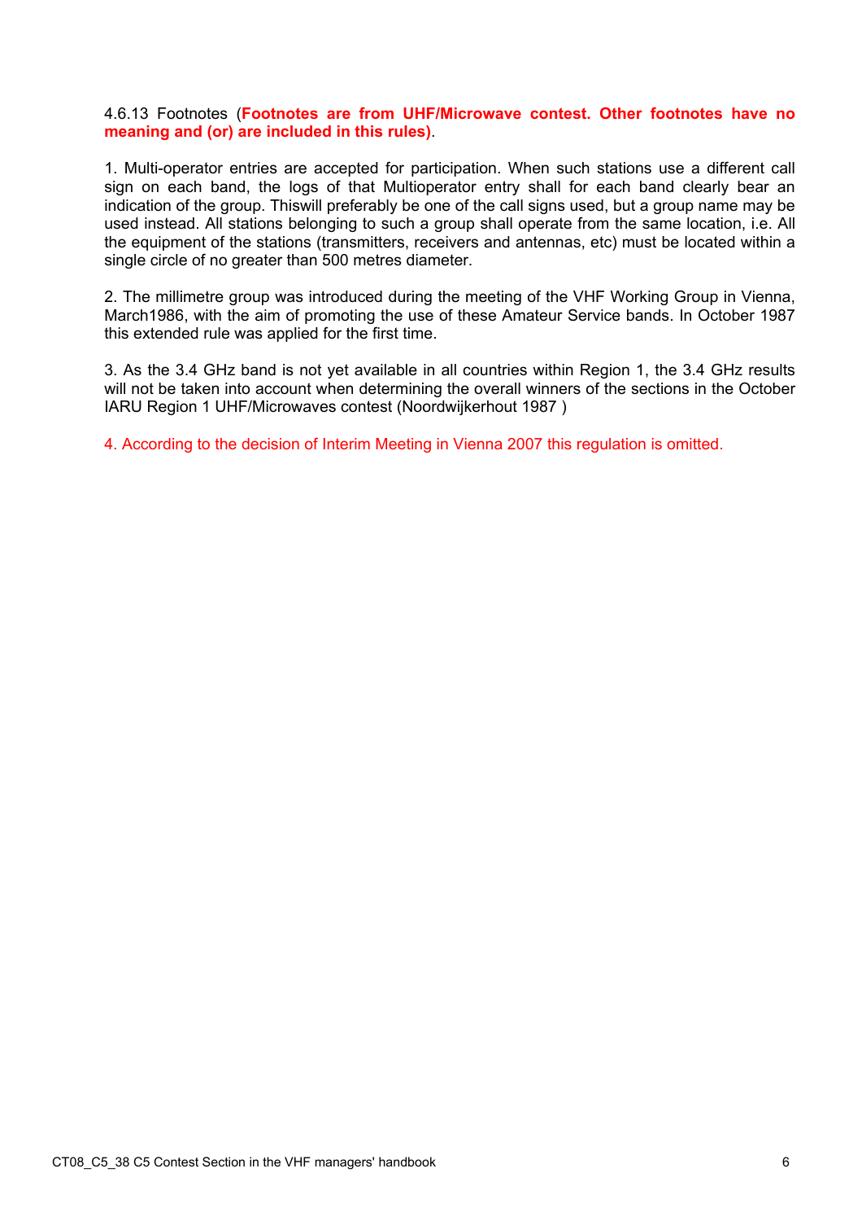4.6.13 Footnotes (**Footnotes are from UHF/Microwave contest. Other footnotes have no meaning and (or) are included in this rules)**.

1. Multi-operator entries are accepted for participation. When such stations use a different call sign on each band, the logs of that Multioperator entry shall for each band clearly bear an indication of the group. Thiswill preferably be one of the call signs used, but a group name may be used instead. All stations belonging to such a group shall operate from the same location, i.e. All the equipment of the stations (transmitters, receivers and antennas, etc) must be located within a single circle of no greater than 500 metres diameter.

2. The millimetre group was introduced during the meeting of the VHF Working Group in Vienna, March1986, with the aim of promoting the use of these Amateur Service bands. In October 1987 this extended rule was applied for the first time.

3. As the 3.4 GHz band is not yet available in all countries within Region 1, the 3.4 GHz results will not be taken into account when determining the overall winners of the sections in the October IARU Region 1 UHF/Microwaves contest (Noordwijkerhout 1987 )

4. According to the decision of Interim Meeting in Vienna 2007 this regulation is omitted.